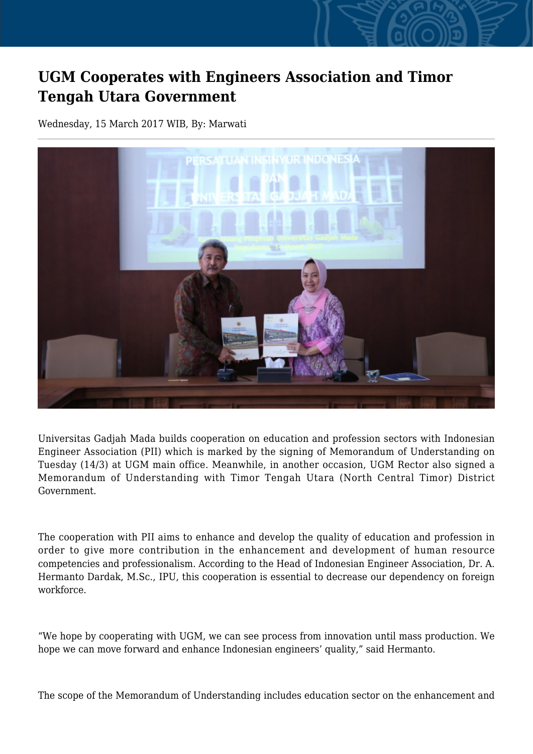# UGM Cooperates with Engineers Association and Timor Tengah Utara Government

Wednesday, 15 March 2017 WIB, By: Marwati

Universitas Gadjah Mada builds cooperation on education and profession sectors with Indonesian Engineer Association (PII) which is marked by the signing of Memorandum of Understanding on Tuesday (14/3) at UGM main office. Meanwhile, in another occasion, UGM Rector also signed a Memorandum of Understanding with Timor Tengah Utara (North Central Timor) District Government.

The cooperation with PII aims to enhance and develop the quality of education and profession in order to give more contribution in the enhancement and development of human resource competencies and professionalism. According to the Head of Indonesian Engineer Association, Dr. A. Hermanto Dardak, M.Sc., IPU, this cooperation is essential to decrease our dependency on foreign workforce.

“We hope by cooperating with UGM, we can see process from innovation until mass production. We hope we can move forward and enhance Indonesian engineers’ quality,” said Hermanto.

The scope of the Memorandum of Understanding includes education sector on the enhancement and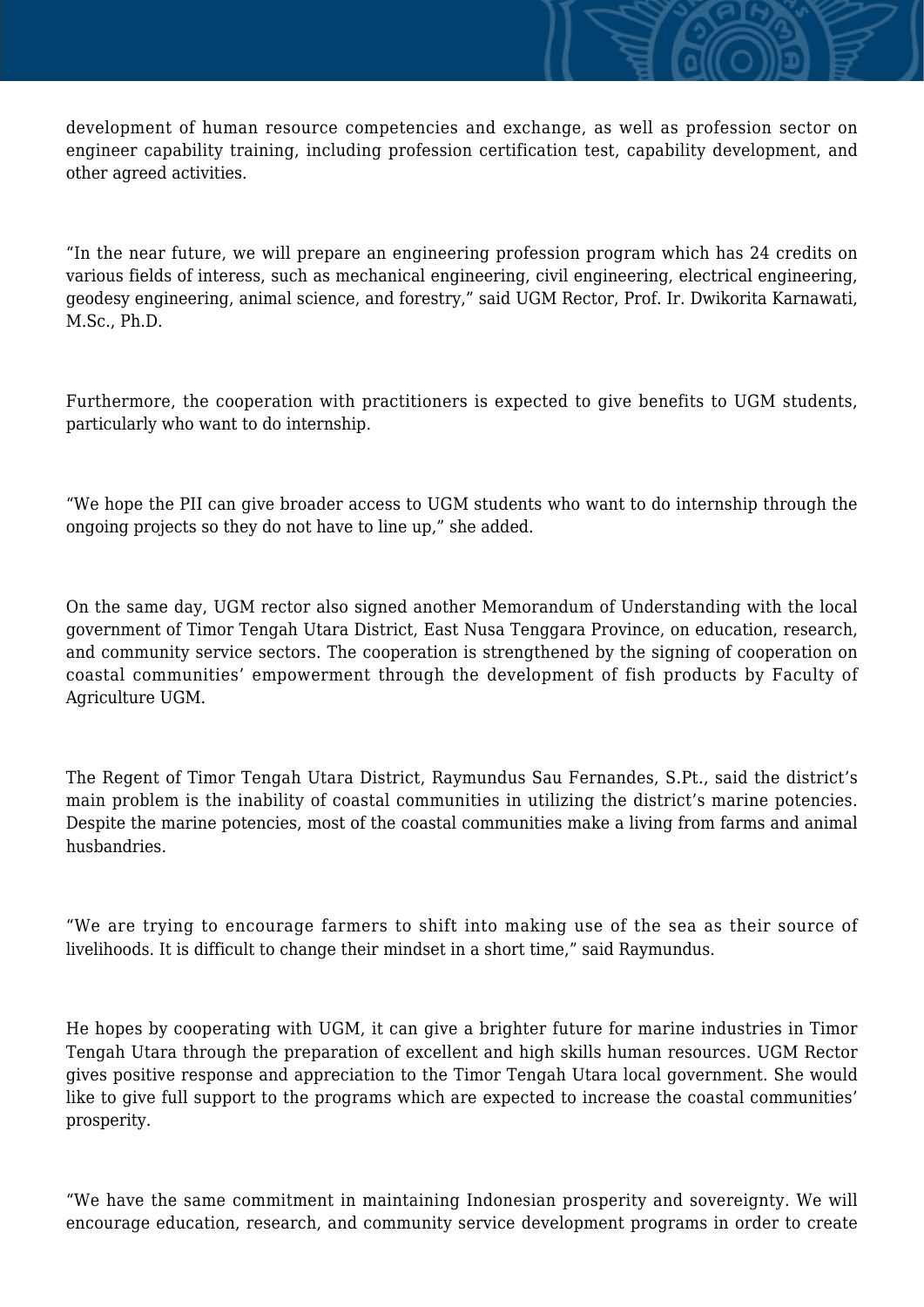development of human resource competencies and exchange, as well as profession sector on engineer capability training, including profession certification test, capability development, and other agreed activities.

“In the near future, we will prepare an engineering profession program which has 24 credits on various fields of interest, such as mechanical engineering, civil engineering, electrical engineering, geodesy engineering, animal science, and forestry,” said UGM Rector, Prof. Ir. Dwikorita Karnawati, M.Sc., Ph.D.

Furthermore, the cooperation with practitioners is expected to give benefits to UGM students, particularly who want to do internship.

“We hope the PII can give broader access to UGM students who want to do internship through the ongoing projects so they do not have to line up,” she added.

On the same day, UGM rector also signed another Memorandum of Understanding with the local government of Timor Tengah Utara District, East Nusa Tenggara Province, on education, research, and community service sectors. The cooperation is strengthened by the signing of cooperation on coastal communities’ empowerment through the development of fish products by Faculty of Agriculture UGM.

The Regent of Timor Tengah Utara District, Raymundus Sau Fernandes, S.Pt., said the district’s main problem is the inability of coastal communities in utilizing the district’s marine potencies. Despite the marine potencies, most of the coastal communities make a living from farms and animal husbandries.

“We are trying to encourage farmers to shift into making use of the sea as their source of livelihoods. It is difficult to change their mindset in a short time,” said Raymundus.

He hopes by cooperating with UGM, it can give a brighter future for marine industries in Timor Tengah Utara through the preparation of excellent and high skills human resources. UGM Rector gives positive response and appreciation to the Timor Tengah Utara local government. She would like to give full support to the programs which are expected to increase the coastal communities’ prosperity.

“We have the same commitment in maintaining Indonesian prosperity and sovereignty. We will encourage education, research, and community service development programs in order to create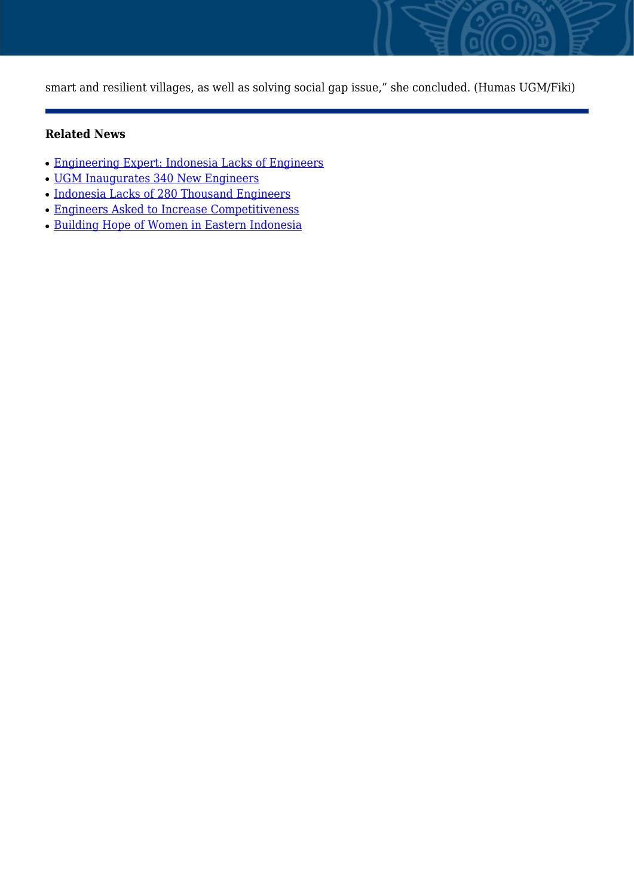smart and resilient villages, as well as solving social gap issue," she concluded. (Humas UGM/Fiki)

---

**Related News**

- Engineering Expert: Indonesia Lacks of Engineers
- UGM Inaugurates 340 New Engineers
- Indonesia Lacks of 280 Thousand Engineers
- Engineers Asked to Increase Competitiveness
- Building Hope of Women in Eastern Indonesia